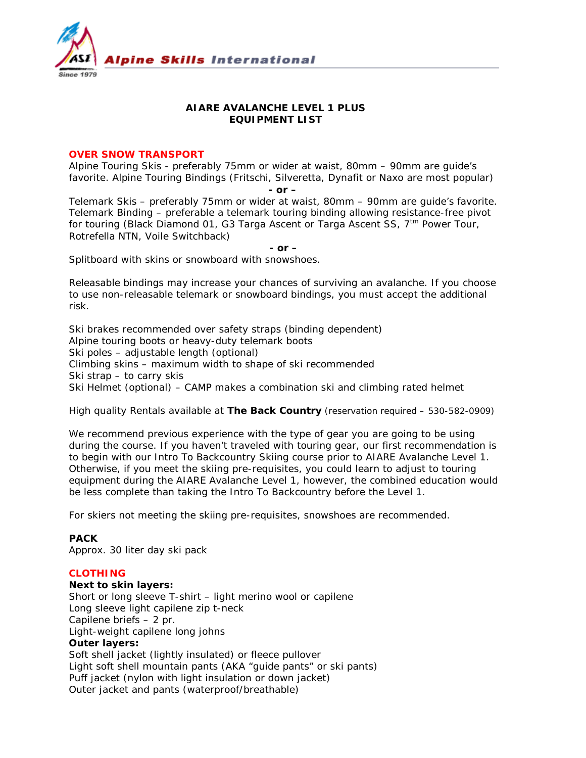Alpine Skills International

# AIARE AVALANCHE LEVEL 1 PLUS
# EQUIPMENT LIST

## OVER SNOW TRANSPORT

Alpine Touring Skis - preferably 75mm or wider at waist, 80mm – 90mm are guide's favorite. Alpine Touring Bindings (Fritschi, Silveretta, Dynafit or Naxo are most popular)

**- or –**

Telemark Skis – preferably 75mm or wider at waist, 80mm – 90mm are guide's favorite. Telemark Binding – preferable a telemark touring binding allowing resistance-free pivot for touring (Black Diamond 01, G3 Targa Ascent or Targa Ascent SS, 7[tm] Power Tour, Rotrefella NTN, Voile Switchback)

**- or –**

Splitboard with skins or snowboard with snowshoes.

Releasable bindings may increase your chances of surviving an avalanche. If you choose to use non-releasable telemark or snowboard bindings, you must accept the additional risk.

Ski brakes recommended over safety straps (binding dependent)
Alpine touring boots or heavy-duty telemark boots
Ski poles – adjustable length (optional)
Climbing skins – maximum width to shape of ski recommended
Ski strap – to carry skis
Ski Helmet (optional) – CAMP makes a combination ski and climbing rated helmet

High quality Rentals available at **The Back Country** (reservation required – 530-582-0909)

We recommend previous experience with the type of gear you are going to be using during the course. If you haven't traveled with touring gear, our first recommendation is to begin with our Intro To Backcountry Skiing course prior to AIARE Avalanche Level 1. Otherwise, if you meet the skiing pre-requisites, you could learn to adjust to touring equipment during the AIARE Avalanche Level 1, however, the combined education would be less complete than taking the Intro To Backcountry before the Level 1.

For skiers not meeting the skiing pre-requisites, snowshoes are recommended.

## PACK

Approx. 30 liter day ski pack

## CLOTHING

**Next to skin layers:**

Short or long sleeve T-shirt – light merino wool or capilene
Long sleeve light capilene zip t-neck
Capilene briefs – 2 pr.
Light-weight capilene long johns

**Outer layers:**

Soft shell jacket (lightly insulated) or fleece pullover
Light soft shell mountain pants (AKA "guide pants" or ski pants)
Puff jacket (nylon with light insulation or down jacket)
Outer jacket and pants (waterproof/breathable)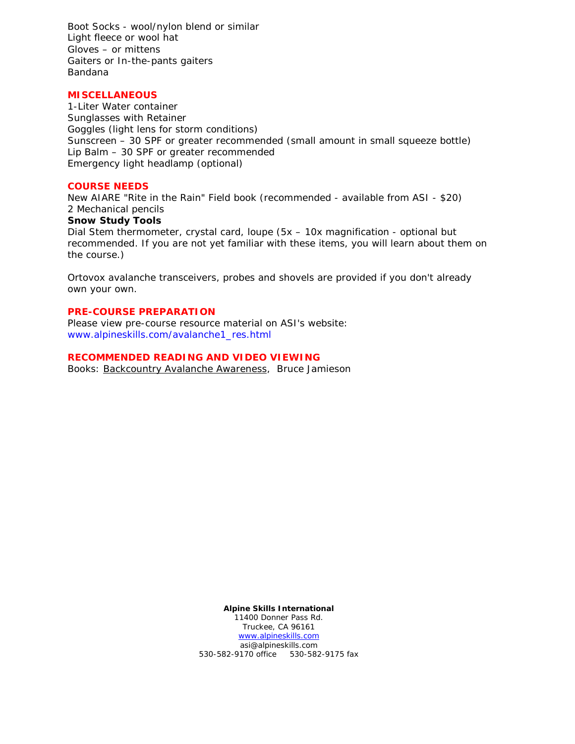Boot Socks - wool/nylon blend or similar
Light fleece or wool hat
Gloves – or mittens
Gaiters or In-the-pants gaiters
Bandana

## MISCELLANEOUS

1-Liter Water container
Sunglasses with Retainer
Goggles (light lens for storm conditions)
Sunscreen – 30 SPF or greater recommended (small amount in small squeeze bottle)
Lip Balm – 30 SPF or greater recommended
Emergency light headlamp (optional)

## COURSE NEEDS

New AIARE "Rite in the Rain" Field book (recommended - available from ASI - $20)
2 Mechanical pencils

**Snow Study Tools**

Dial Stem thermometer, crystal card, loupe (5x – 10x magnification - optional but recommended. If you are not yet familiar with these items, you will learn about them on the course.)

Ortovox avalanche transceivers, probes and shovels are provided if you don't already own your own.

## PRE-COURSE PREPARATION

Please view pre-course resource material on ASI's website:
www.alpineskills.com/avalanche1_res.html

## RECOMMENDED READING AND VIDEO VIEWING

Books: Backcountry Avalanche Awareness, Bruce Jamieson

**Alpine Skills International**
11400 Donner Pass Rd.
Truckee, CA 96161
www.alpineskills.com
asi@alpineskills.com
530-582-9170 office 530-582-9175 fax